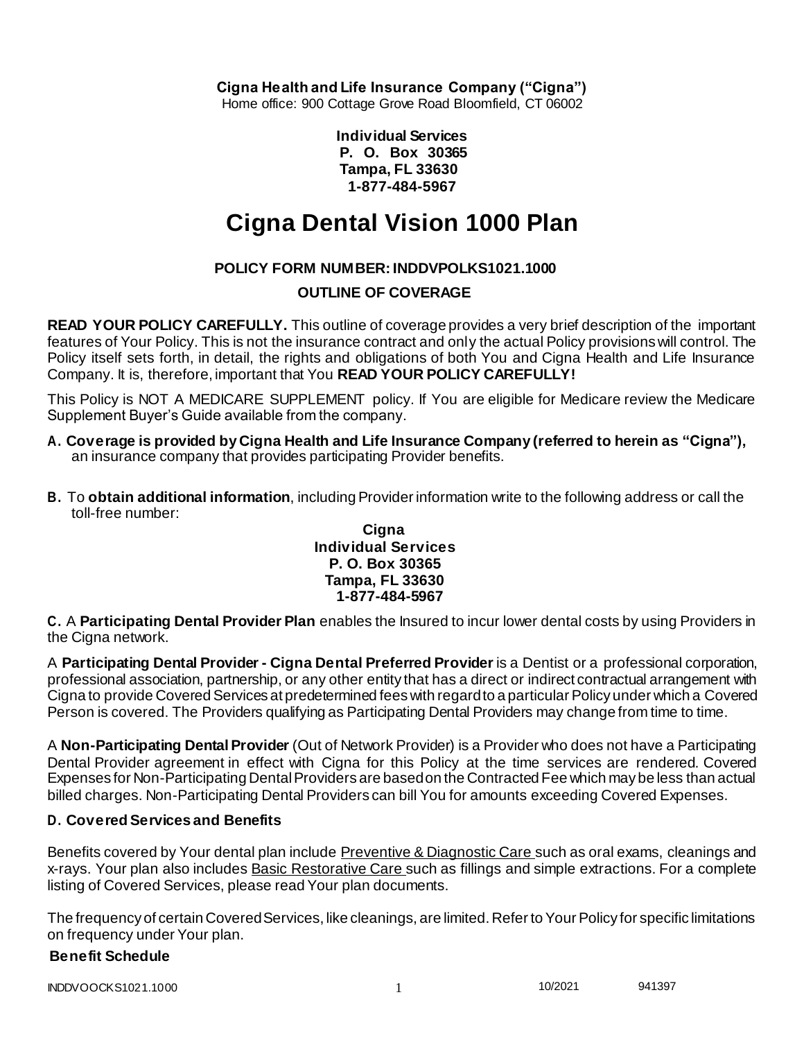**Cigna Health and Life Insurance Company ("Cigna")**
Home office: 900 Cottage Grove Road Bloomfield, CT 06002

**Individual Services**
**P. O. Box 30365**
**Tampa, FL 33630**
**1-877-484-5967**

# Cigna Dental Vision 1000 Plan

**POLICY FORM NUMBER: INDDVPOLKS1021.1000**

**OUTLINE OF COVERAGE**

**READ YOUR POLICY CAREFULLY.** This outline of coverage provides a very brief description of the important features of Your Policy. This is not the insurance contract and only the actual Policy provisions will control. The Policy itself sets forth, in detail, the rights and obligations of both You and Cigna Health and Life Insurance Company. It is, therefore, important that You **READ YOUR POLICY CAREFULLY!**

This Policy is NOT A MEDICARE SUPPLEMENT policy. If You are eligible for Medicare review the Medicare Supplement Buyer's Guide available from the company.

**A. Coverage is provided by Cigna Health and Life Insurance Company (referred to herein as "Cigna"),** an insurance company that provides participating Provider benefits.

**B.** To **obtain additional information**, including Provider information write to the following address or call the toll-free number:

**Cigna**
**Individual Services**
**P. O. Box 30365**
**Tampa, FL 33630**
**1-877-484-5967**

**C.** A **Participating Dental Provider Plan** enables the Insured to incur lower dental costs by using Providers in the Cigna network.

A **Participating Dental Provider - Cigna Dental Preferred Provider** is a Dentist or a professional corporation, professional association, partnership, or any other entity that has a direct or indirect contractual arrangement with Cigna to provide Covered Services at predetermined fees with regard to a particular Policy under which a Covered Person is covered. The Providers qualifying as Participating Dental Providers may change from time to time.

A **Non-Participating Dental Provider** (Out of Network Provider) is a Provider who does not have a Participating Dental Provider agreement in effect with Cigna for this Policy at the time services are rendered. Covered Expenses for Non-Participating Dental Providers are based on the Contracted Fee which may be less than actual billed charges. Non-Participating Dental Providers can bill You for amounts exceeding Covered Expenses.

**D. Covered Services and Benefits**

Benefits covered by Your dental plan include Preventive & Diagnostic Care such as oral exams, cleanings and x-rays. Your plan also includes Basic Restorative Care such as fillings and simple extractions. For a complete listing of Covered Services, please read Your plan documents.

The frequency of certain Covered Services, like cleanings, are limited. Refer to Your Policy for specific limitations on frequency under Your plan.

**Benefit Schedule**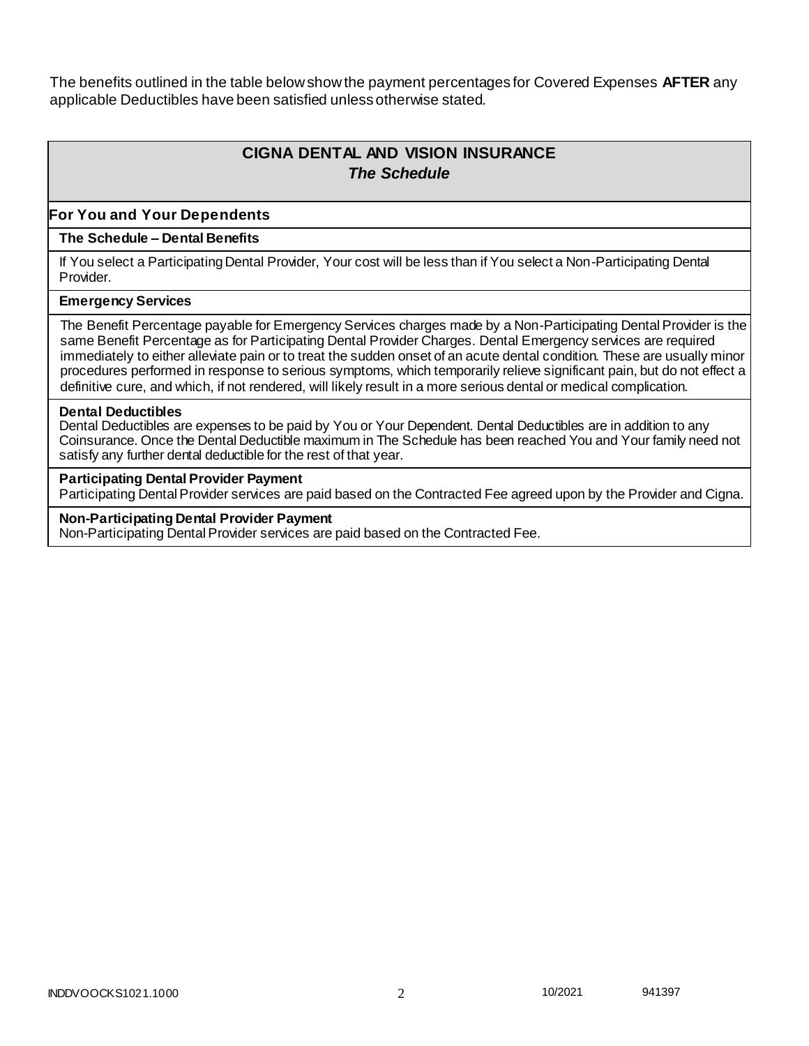The benefits outlined in the table below show the payment percentages for Covered Expenses **AFTER** any applicable Deductibles have been satisfied unless otherwise stated.

## CIGNA DENTAL AND VISION INSURANCE
### *The Schedule*

### For You and Your Dependents

**The Schedule – Dental Benefits**

If You select a Participating Dental Provider, Your cost will be less than if You select a Non-Participating Dental Provider.

**Emergency Services**

The Benefit Percentage payable for Emergency Services charges made by a Non-Participating Dental Provider is the same Benefit Percentage as for Participating Dental Provider Charges. Dental Emergency services are required immediately to either alleviate pain or to treat the sudden onset of an acute dental condition. These are usually minor procedures performed in response to serious symptoms, which temporarily relieve significant pain, but do not effect a definitive cure, and which, if not rendered, will likely result in a more serious dental or medical complication.

**Dental Deductibles**

Dental Deductibles are expenses to be paid by You or Your Dependent. Dental Deductibles are in addition to any Coinsurance. Once the Dental Deductible maximum in The Schedule has been reached You and Your family need not satisfy any further dental deductible for the rest of that year.

**Participating Dental Provider Payment**

Participating Dental Provider services are paid based on the Contracted Fee agreed upon by the Provider and Cigna.

**Non-Participating Dental Provider Payment**

Non-Participating Dental Provider services are paid based on the Contracted Fee.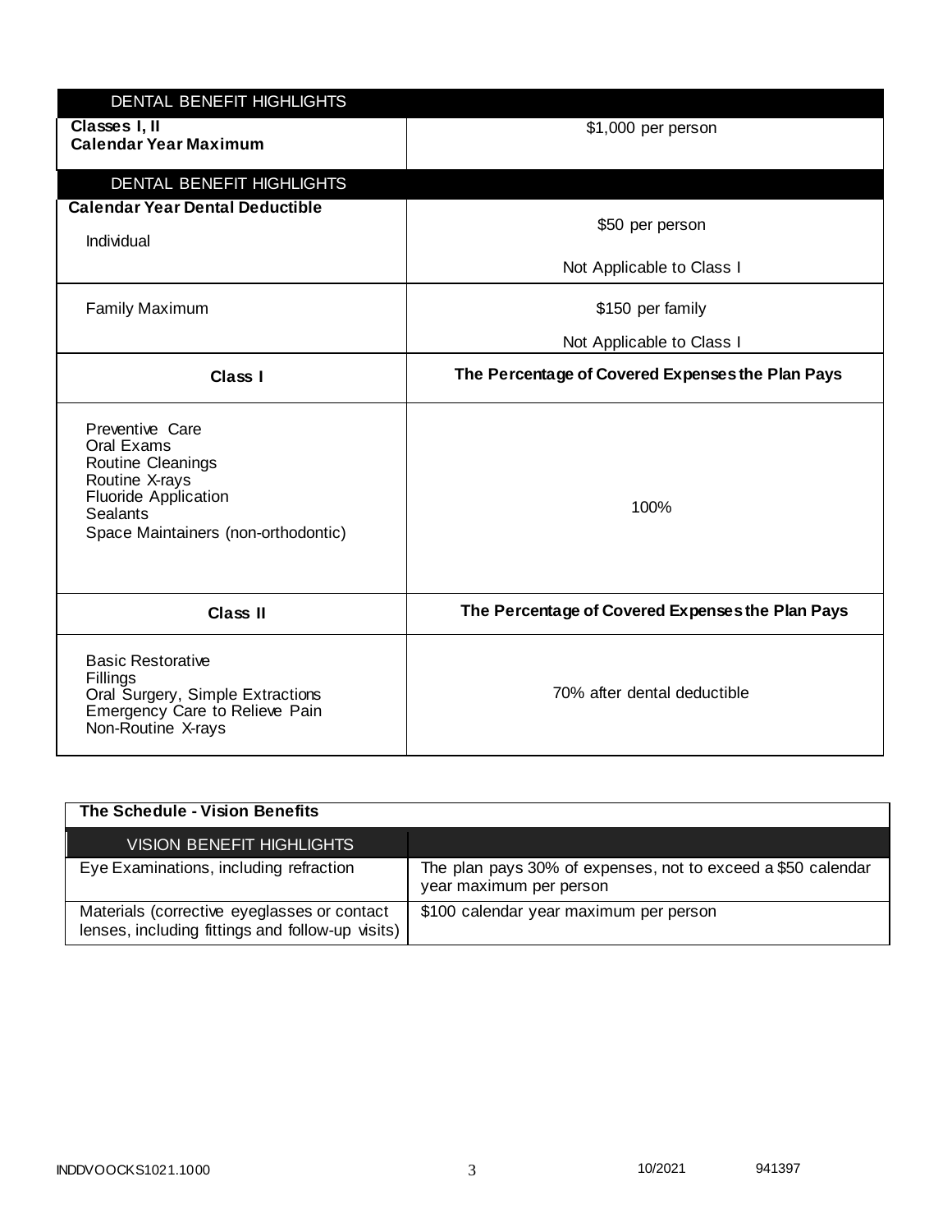| DENTAL BENEFIT HIGHLIGHTS | |
|---|---|
| **Classes I, II Calendar Year Maximum** | $1,000 per person |

| DENTAL BENEFIT HIGHLIGHTS | |
|---|---|
| **Calendar Year Dental Deductible** Individual | $50 per person<br>Not Applicable to Class I |
| Family Maximum | $150 per family<br>Not Applicable to Class I |
| **Class I** | **The Percentage of Covered Expenses the Plan Pays** |
| Preventive Care<br>Oral Exams<br>Routine Cleanings<br>Routine X-rays<br>Fluoride Application<br>Sealants<br>Space Maintainers (non-orthodontic) | 100% |
| **Class II** | **The Percentage of Covered Expenses the Plan Pays** |
| Basic Restorative<br>Fillings<br>Oral Surgery, Simple Extractions<br>Emergency Care to Relieve Pain<br>Non-Routine X-rays | 70% after dental deductible |

**The Schedule - Vision Benefits**

| VISION BENEFIT HIGHLIGHTS | |
|---|---|
| Eye Examinations, including refraction | The plan pays 30% of expenses, not to exceed a $50 calendar year maximum per person |
| Materials (corrective eyeglasses or contact lenses, including fittings and follow-up visits) | $100 calendar year maximum per person |

INDDVOOCKS1021.1000 10/2021 941397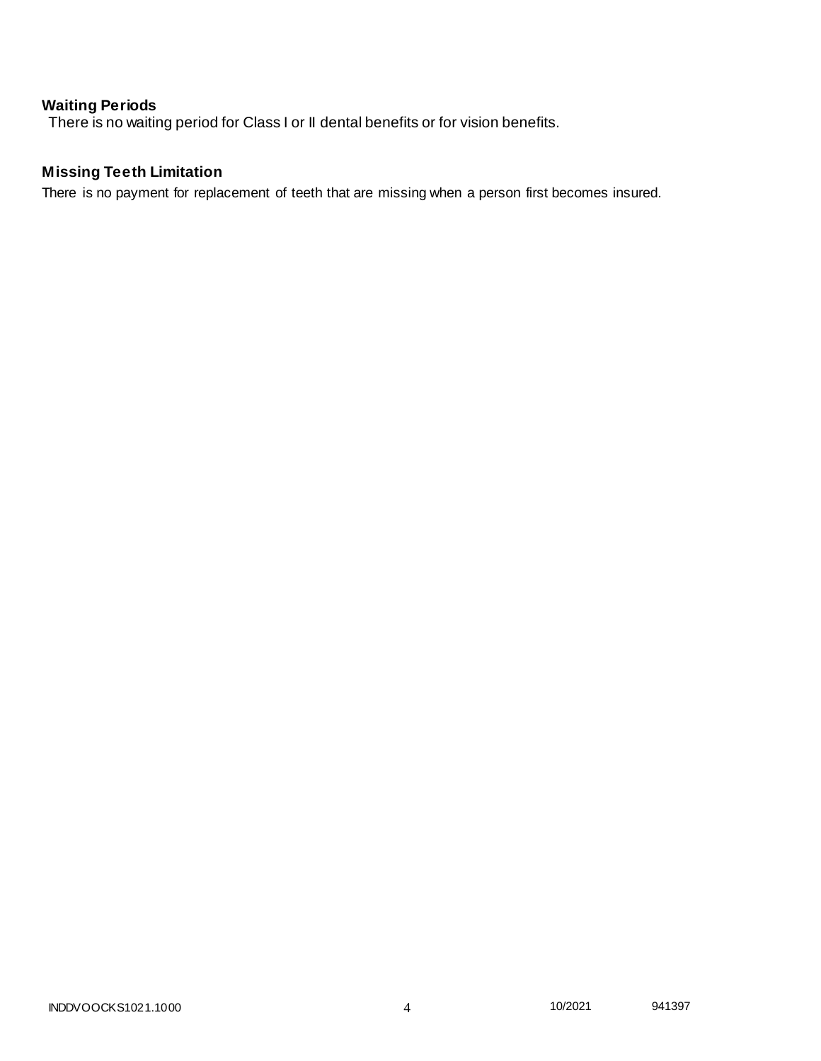### Waiting Periods

There is no waiting period for Class I or II dental benefits or for vision benefits.

### Missing Teeth Limitation

There is no payment for replacement of teeth that are missing when a person first becomes insured.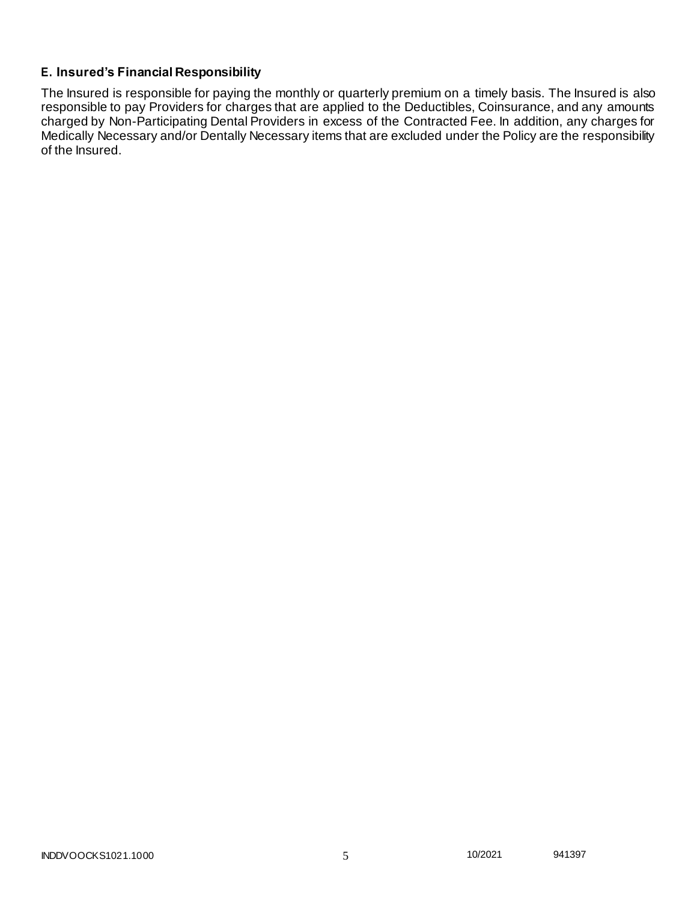### E. Insured's Financial Responsibility

The Insured is responsible for paying the monthly or quarterly premium on a timely basis. The Insured is also responsible to pay Providers for charges that are applied to the Deductibles, Coinsurance, and any amounts charged by Non-Participating Dental Providers in excess of the Contracted Fee. In addition, any charges for Medically Necessary and/or Dentally Necessary items that are excluded under the Policy are the responsibility of the Insured.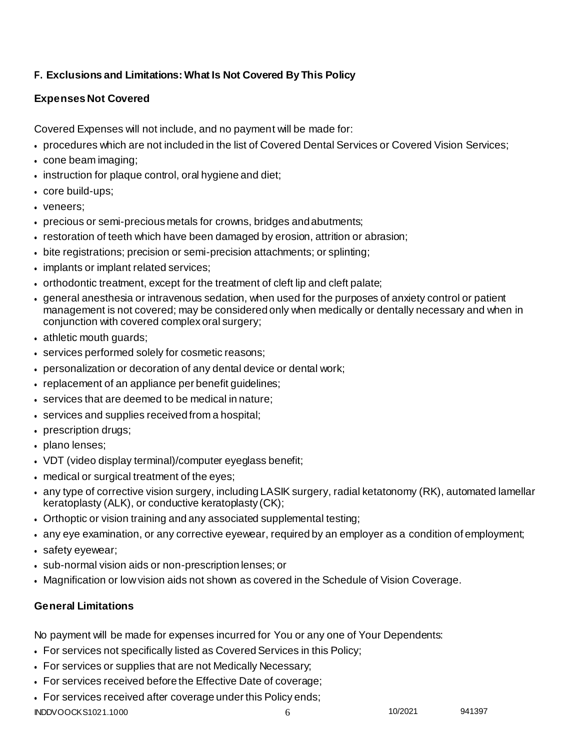### F. Exclusions and Limitations: What Is Not Covered By This Policy

#### Expenses Not Covered

Covered Expenses will not include, and no payment will be made for:

- procedures which are not included in the list of Covered Dental Services or Covered Vision Services;
- cone beam imaging;
- instruction for plaque control, oral hygiene and diet;
- core build-ups;
- veneers;
- precious or semi-precious metals for crowns, bridges and abutments;
- restoration of teeth which have been damaged by erosion, attrition or abrasion;
- bite registrations; precision or semi-precision attachments; or splinting;
- implants or implant related services;
- orthodontic treatment, except for the treatment of cleft lip and cleft palate;
- general anesthesia or intravenous sedation, when used for the purposes of anxiety control or patient management is not covered; may be considered only when medically or dentally necessary and when in conjunction with covered complex oral surgery;
- athletic mouth guards;
- services performed solely for cosmetic reasons;
- personalization or decoration of any dental device or dental work;
- replacement of an appliance per benefit guidelines;
- services that are deemed to be medical in nature;
- services and supplies received from a hospital;
- prescription drugs;
- plano lenses;
- VDT (video display terminal)/computer eyeglass benefit;
- medical or surgical treatment of the eyes;
- any type of corrective vision surgery, including LASIK surgery, radial ketatonomy (RK), automated lamellar keratoplasty (ALK), or conductive keratoplasty (CK);
- Orthoptic or vision training and any associated supplemental testing;
- any eye examination, or any corrective eyewear, required by an employer as a condition of employment;
- safety eyewear;
- sub-normal vision aids or non-prescription lenses; or
- Magnification or low vision aids not shown as covered in the Schedule of Vision Coverage.

#### General Limitations

No payment will be made for expenses incurred for You or any one of Your Dependents:

- For services not specifically listed as Covered Services in this Policy;
- For services or supplies that are not Medically Necessary;
- For services received before the Effective Date of coverage;
- For services received after coverage under this Policy ends;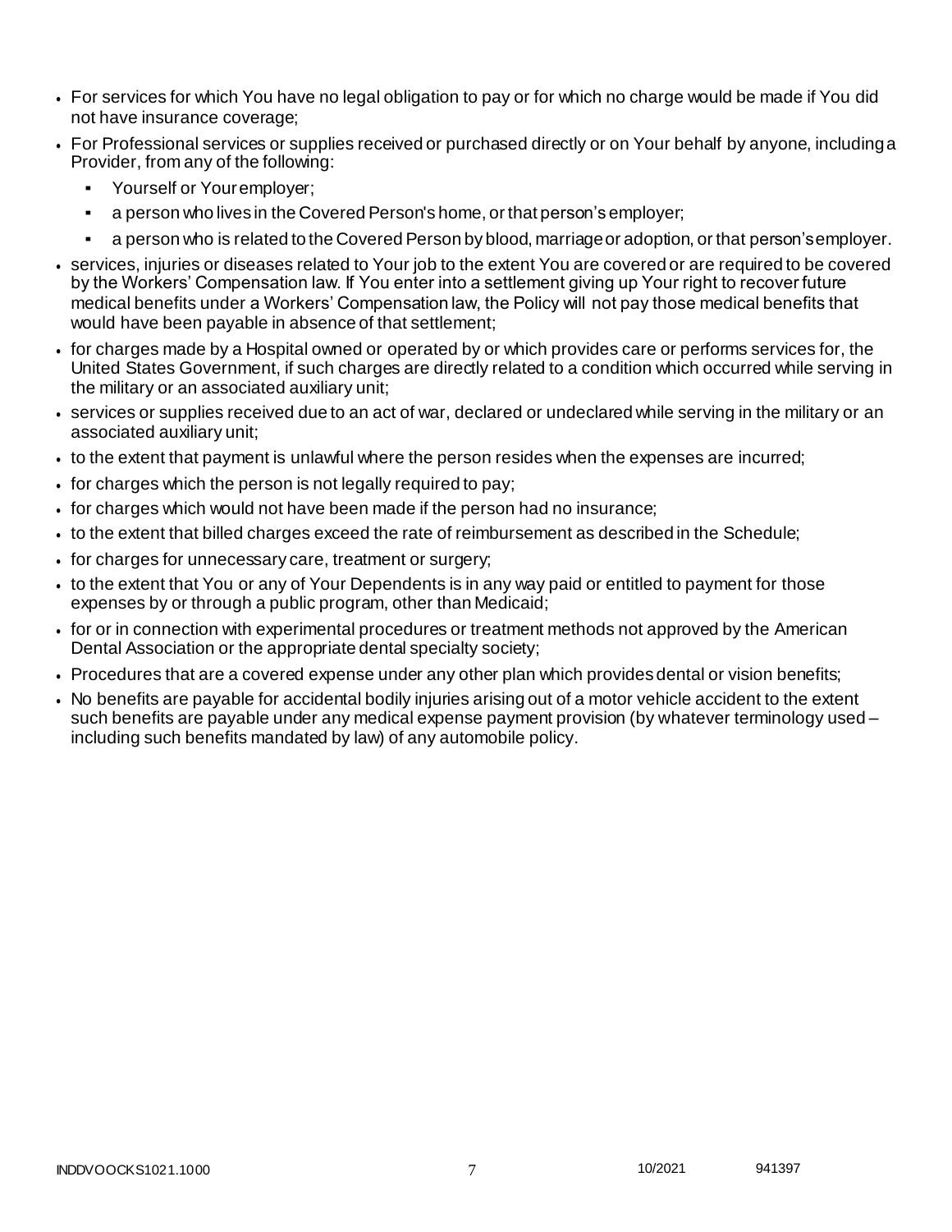- For services for which You have no legal obligation to pay or for which no charge would be made if You did not have insurance coverage;
- For Professional services or supplies received or purchased directly or on Your behalf by anyone, including a Provider, from any of the following:
  - Yourself or Your employer;
  - a person who lives in the Covered Person's home, or that person's employer;
  - a person who is related to the Covered Person by blood, marriage or adoption, or that person's employer.
- services, injuries or diseases related to Your job to the extent You are covered or are required to be covered by the Workers' Compensation law. If You enter into a settlement giving up Your right to recover future medical benefits under a Workers' Compensation law, the Policy will not pay those medical benefits that would have been payable in absence of that settlement;
- for charges made by a Hospital owned or operated by or which provides care or performs services for, the United States Government, if such charges are directly related to a condition which occurred while serving in the military or an associated auxiliary unit;
- services or supplies received due to an act of war, declared or undeclared while serving in the military or an associated auxiliary unit;
- to the extent that payment is unlawful where the person resides when the expenses are incurred;
- for charges which the person is not legally required to pay;
- for charges which would not have been made if the person had no insurance;
- to the extent that billed charges exceed the rate of reimbursement as described in the Schedule;
- for charges for unnecessary care, treatment or surgery;
- to the extent that You or any of Your Dependents is in any way paid or entitled to payment for those expenses by or through a public program, other than Medicaid;
- for or in connection with experimental procedures or treatment methods not approved by the American Dental Association or the appropriate dental specialty society;
- Procedures that are a covered expense under any other plan which provides dental or vision benefits;
- No benefits are payable for accidental bodily injuries arising out of a motor vehicle accident to the extent such benefits are payable under any medical expense payment provision (by whatever terminology used – including such benefits mandated by law) of any automobile policy.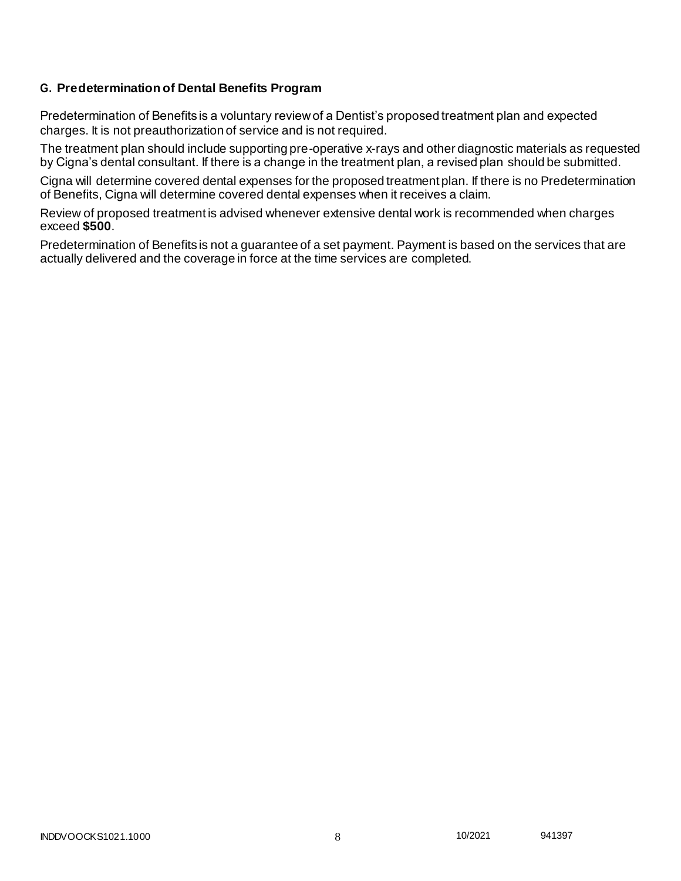### G. Predetermination of Dental Benefits Program

Predetermination of Benefits is a voluntary review of a Dentist's proposed treatment plan and expected charges. It is not preauthorization of service and is not required.

The treatment plan should include supporting pre-operative x-rays and other diagnostic materials as requested by Cigna's dental consultant. If there is a change in the treatment plan, a revised plan should be submitted.

Cigna will determine covered dental expenses for the proposed treatment plan. If there is no Predetermination of Benefits, Cigna will determine covered dental expenses when it receives a claim.

Review of proposed treatment is advised whenever extensive dental work is recommended when charges exceed **$500**.

Predetermination of Benefits is not a guarantee of a set payment. Payment is based on the services that are actually delivered and the coverage in force at the time services are completed.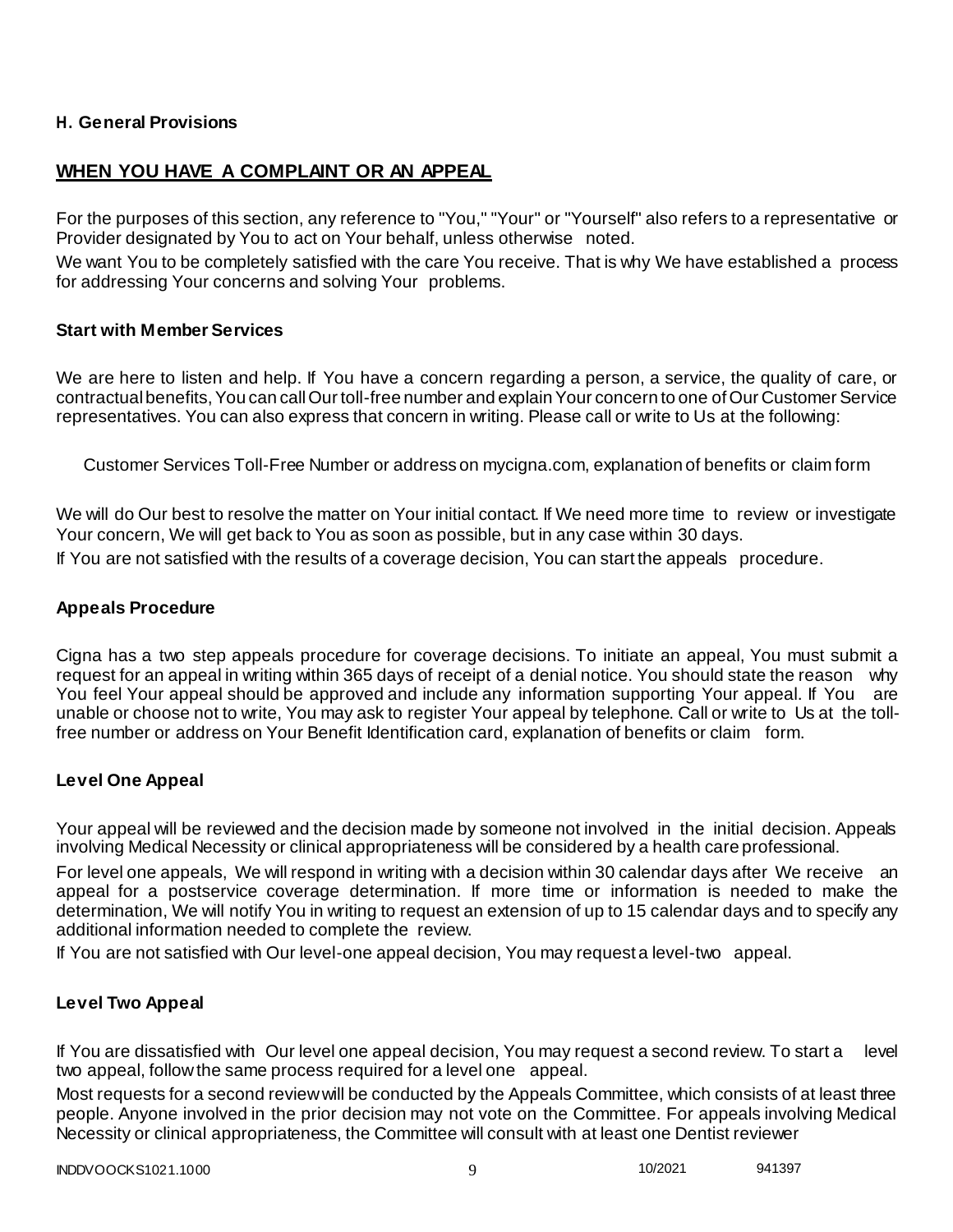### H. General Provisions

## WHEN YOU HAVE A COMPLAINT OR AN APPEAL

For the purposes of this section, any reference to "You," "Your" or "Yourself" also refers to a representative or Provider designated by You to act on Your behalf, unless otherwise noted.

We want You to be completely satisfied with the care You receive. That is why We have established a process for addressing Your concerns and solving Your problems.

### Start with Member Services

We are here to listen and help. If You have a concern regarding a person, a service, the quality of care, or contractual benefits, You can call Our toll-free number and explain Your concern to one of Our Customer Service representatives. You can also express that concern in writing. Please call or write to Us at the following:

Customer Services Toll-Free Number or address on mycigna.com, explanation of benefits or claim form

We will do Our best to resolve the matter on Your initial contact. If We need more time to review or investigate Your concern, We will get back to You as soon as possible, but in any case within 30 days.

If You are not satisfied with the results of a coverage decision, You can start the appeals procedure.

### Appeals Procedure

Cigna has a two step appeals procedure for coverage decisions. To initiate an appeal, You must submit a request for an appeal in writing within 365 days of receipt of a denial notice. You should state the reason why You feel Your appeal should be approved and include any information supporting Your appeal. If You are unable or choose not to write, You may ask to register Your appeal by telephone. Call or write to Us at the toll-free number or address on Your Benefit Identification card, explanation of benefits or claim form.

### Level One Appeal

Your appeal will be reviewed and the decision made by someone not involved in the initial decision. Appeals involving Medical Necessity or clinical appropriateness will be considered by a health care professional.

For level one appeals, We will respond in writing with a decision within 30 calendar days after We receive an appeal for a postservice coverage determination. If more time or information is needed to make the determination, We will notify You in writing to request an extension of up to 15 calendar days and to specify any additional information needed to complete the review.

If You are not satisfied with Our level-one appeal decision, You may request a level-two appeal.

### Level Two Appeal

If You are dissatisfied with Our level one appeal decision, You may request a second review. To start a level two appeal, follow the same process required for a level one appeal.

Most requests for a second review will be conducted by the Appeals Committee, which consists of at least three people. Anyone involved in the prior decision may not vote on the Committee. For appeals involving Medical Necessity or clinical appropriateness, the Committee will consult with at least one Dentist reviewer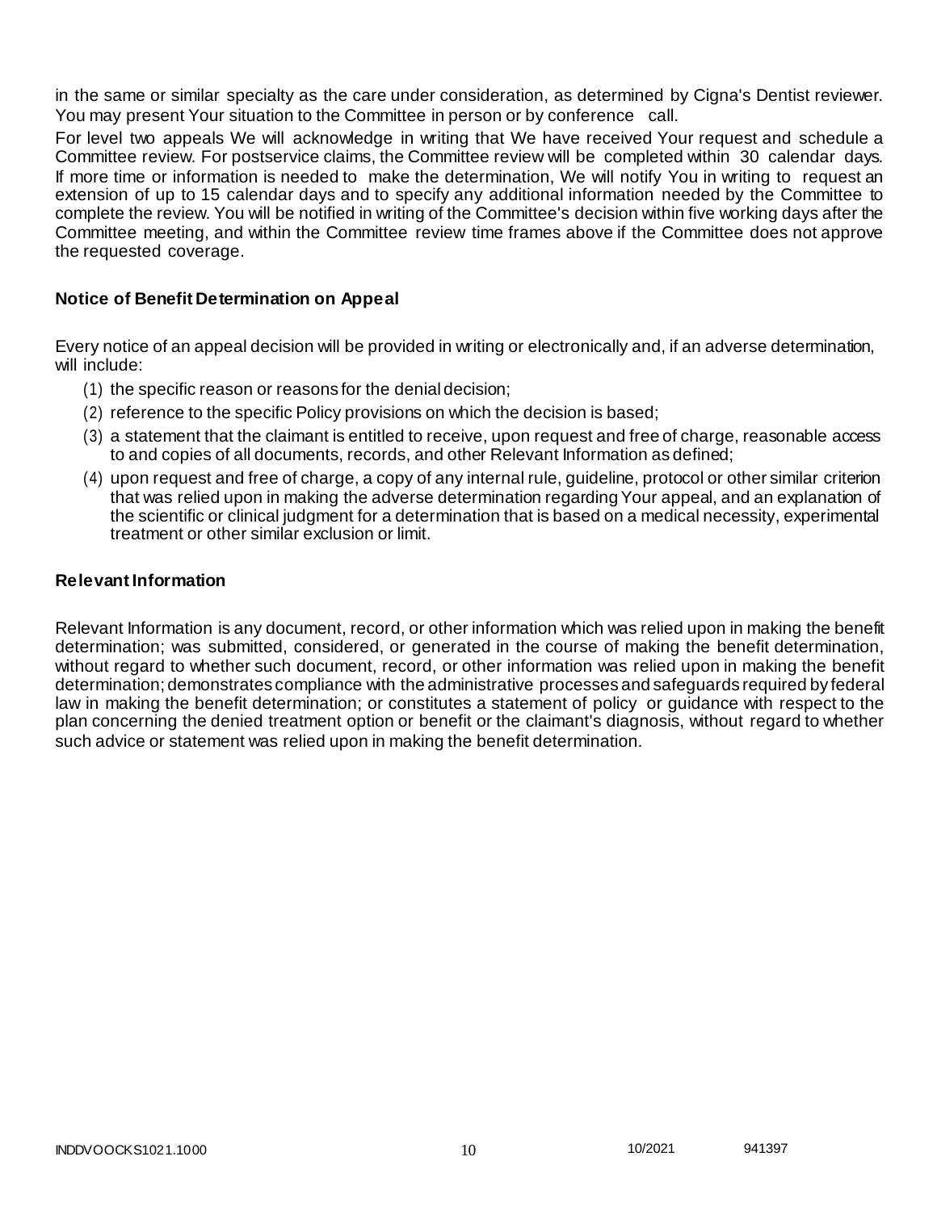in the same or similar specialty as the care under consideration, as determined by Cigna's Dentist reviewer. You may present Your situation to the Committee in person or by conference call.

For level two appeals We will acknowledge in writing that We have received Your request and schedule a Committee review. For postservice claims, the Committee review will be completed within 30 calendar days. If more time or information is needed to make the determination, We will notify You in writing to request an extension of up to 15 calendar days and to specify any additional information needed by the Committee to complete the review. You will be notified in writing of the Committee's decision within five working days after the Committee meeting, and within the Committee review time frames above if the Committee does not approve the requested coverage.

### Notice of Benefit Determination on Appeal

Every notice of an appeal decision will be provided in writing or electronically and, if an adverse determination, will include:

(1) the specific reason or reasons for the denial decision;
(2) reference to the specific Policy provisions on which the decision is based;
(3) a statement that the claimant is entitled to receive, upon request and free of charge, reasonable access to and copies of all documents, records, and other Relevant Information as defined;
(4) upon request and free of charge, a copy of any internal rule, guideline, protocol or other similar criterion that was relied upon in making the adverse determination regarding Your appeal, and an explanation of the scientific or clinical judgment for a determination that is based on a medical necessity, experimental treatment or other similar exclusion or limit.

### Relevant Information

Relevant Information is any document, record, or other information which was relied upon in making the benefit determination; was submitted, considered, or generated in the course of making the benefit determination, without regard to whether such document, record, or other information was relied upon in making the benefit determination; demonstrates compliance with the administrative processes and safeguards required by federal law in making the benefit determination; or constitutes a statement of policy or guidance with respect to the plan concerning the denied treatment option or benefit or the claimant's diagnosis, without regard to whether such advice or statement was relied upon in making the benefit determination.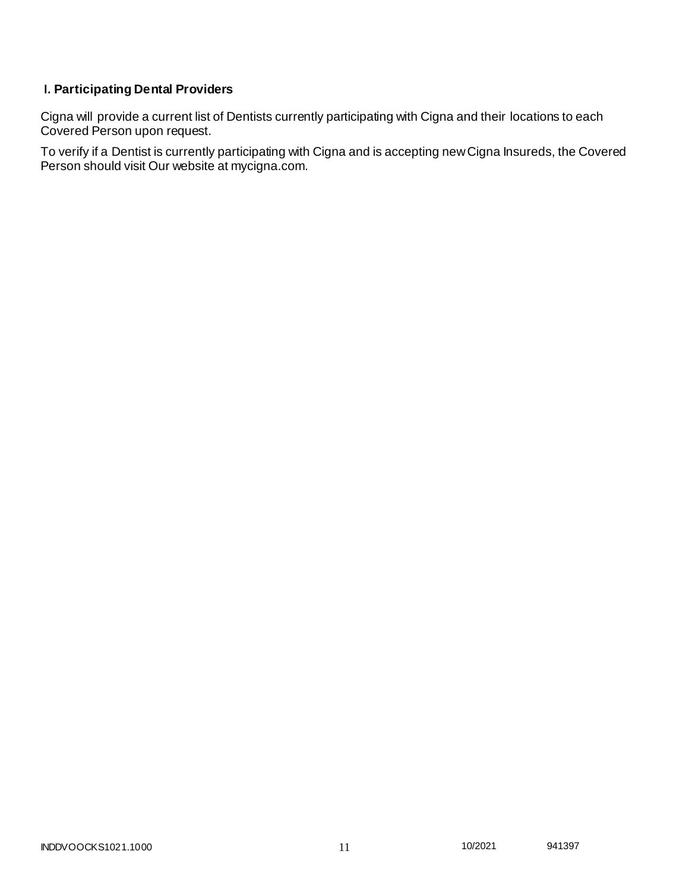## I. Participating Dental Providers

Cigna will provide a current list of Dentists currently participating with Cigna and their locations to each Covered Person upon request.

To verify if a Dentist is currently participating with Cigna and is accepting new Cigna Insureds, the Covered Person should visit Our website at mycigna.com.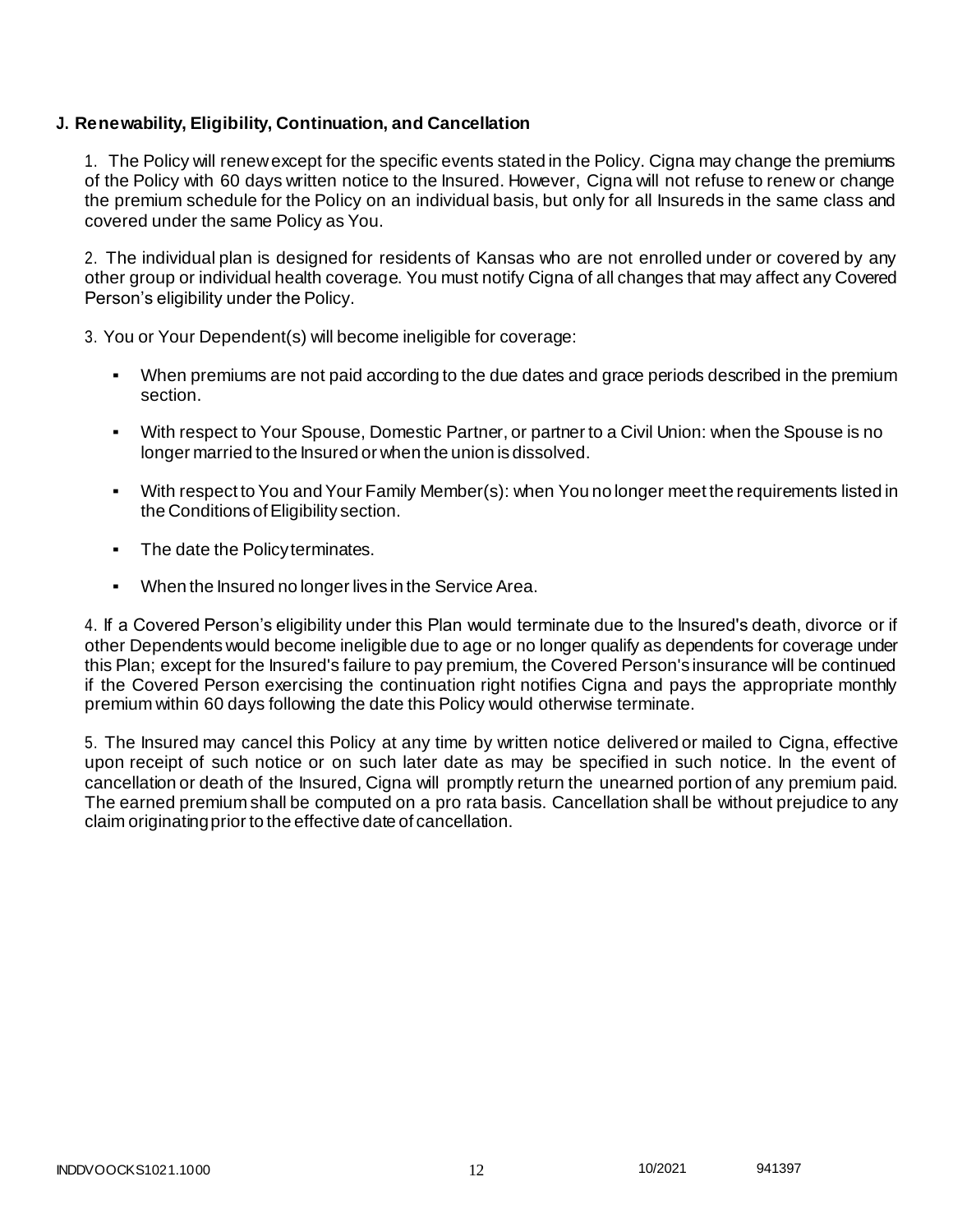**J. Renewability, Eligibility, Continuation, and Cancellation**

1. The Policy will renew except for the specific events stated in the Policy. Cigna may change the premiums of the Policy with 60 days written notice to the Insured. However, Cigna will not refuse to renew or change the premium schedule for the Policy on an individual basis, but only for all Insureds in the same class and covered under the same Policy as You.

2. The individual plan is designed for residents of Kansas who are not enrolled under or covered by any other group or individual health coverage. You must notify Cigna of all changes that may affect any Covered Person's eligibility under the Policy.

3. You or Your Dependent(s) will become ineligible for coverage:

- When premiums are not paid according to the due dates and grace periods described in the premium section.
- With respect to Your Spouse, Domestic Partner, or partner to a Civil Union: when the Spouse is no longer married to the Insured or when the union is dissolved.
- With respect to You and Your Family Member(s): when You no longer meet the requirements listed in the Conditions of Eligibility section.
- The date the Policy terminates.
- When the Insured no longer lives in the Service Area.

4. If a Covered Person's eligibility under this Plan would terminate due to the Insured's death, divorce or if other Dependents would become ineligible due to age or no longer qualify as dependents for coverage under this Plan; except for the Insured's failure to pay premium, the Covered Person's insurance will be continued if the Covered Person exercising the continuation right notifies Cigna and pays the appropriate monthly premium within 60 days following the date this Policy would otherwise terminate.

5. The Insured may cancel this Policy at any time by written notice delivered or mailed to Cigna, effective upon receipt of such notice or on such later date as may be specified in such notice. In the event of cancellation or death of the Insured, Cigna will promptly return the unearned portion of any premium paid. The earned premium shall be computed on a pro rata basis. Cancellation shall be without prejudice to any claim originating prior to the effective date of cancellation.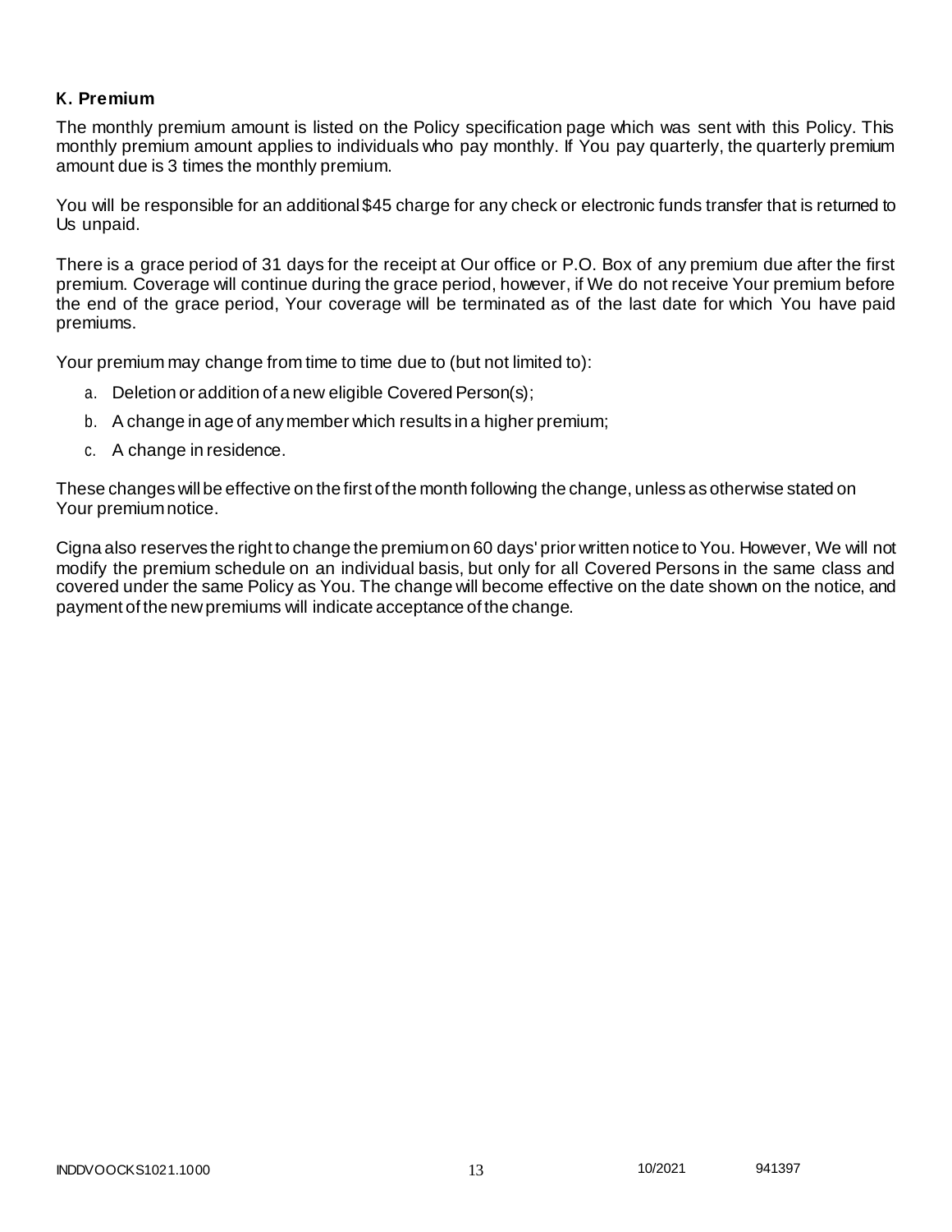### K. Premium

The monthly premium amount is listed on the Policy specification page which was sent with this Policy. This monthly premium amount applies to individuals who pay monthly. If You pay quarterly, the quarterly premium amount due is 3 times the monthly premium.

You will be responsible for an additional $45 charge for any check or electronic funds transfer that is returned to Us unpaid.

There is a grace period of 31 days for the receipt at Our office or P.O. Box of any premium due after the first premium. Coverage will continue during the grace period, however, if We do not receive Your premium before the end of the grace period, Your coverage will be terminated as of the last date for which You have paid premiums.

Your premium may change from time to time due to (but not limited to):

a. Deletion or addition of a new eligible Covered Person(s);
b. A change in age of any member which results in a higher premium;
c. A change in residence.

These changes will be effective on the first of the month following the change, unless as otherwise stated on Your premium notice.

Cigna also reserves the right to change the premium on 60 days' prior written notice to You. However, We will not modify the premium schedule on an individual basis, but only for all Covered Persons in the same class and covered under the same Policy as You. The change will become effective on the date shown on the notice, and payment of the new premiums will indicate acceptance of the change.